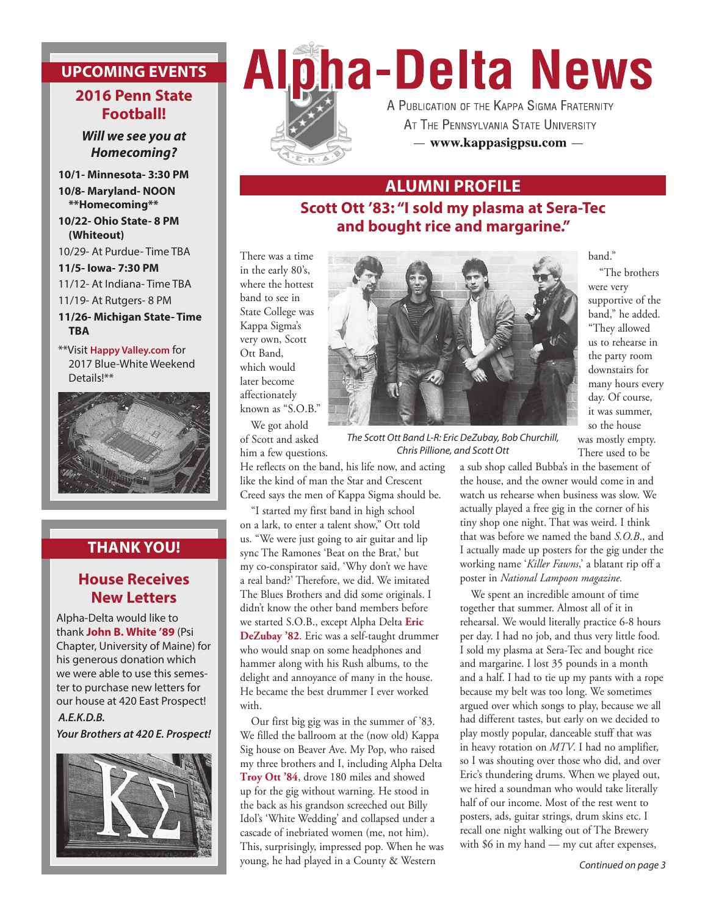# Alpha-Delta News

A Publication of the Kappa Sigma Fraternity
At The Pennsylvania State University
— www.kappasigpsu.com —

## ALUMNI PROFILE

### Scott Ott '83: "I sold my plasma at Sera-Tec and bought rice and margarine."

There was a time in the early 80's, where the hottest band to see in State College was Kappa Sigma's very own, Scott Ott Band, which would later become affectionately known as "S.O.B."

We got ahold of Scott and asked him a few questions. He reflects on the band, his life now, and acting like the kind of man the Star and Crescent Creed says the men of Kappa Sigma should be.

*The Scott Ott Band L-R: Eric DeZubay, Bob Churchill, Chris Pillione, and Scott Ott*

"I started my first band in high school on a lark, to enter a talent show," Ott told us. "We were just going to air guitar and lip sync The Ramones 'Beat on the Brat,' but my co-conspirator said, 'Why don't we have a real band?' Therefore, we did. We imitated The Blues Brothers and did some originals. I didn't know the other band members before we started S.O.B., except Alpha Delta **Eric DeZubay '82**. Eric was a self-taught drummer who would snap on some headphones and hammer along with his Rush albums, to the delight and annoyance of many in the house. He became the best drummer I ever worked with.

Our first big gig was in the summer of '83. We filled the ballroom at the (now old) Kappa Sig house on Beaver Ave. My Pop, who raised my three brothers and I, including Alpha Delta **Troy Ott '84**, drove 180 miles and showed up for the gig without warning. He stood in the back as his grandson screeched out Billy Idol's 'White Wedding' and collapsed under a cascade of inebriated women (me, not him). This, surprisingly, impressed pop. When he was young, he had played in a County & Western band."

"The brothers were very supportive of the band," he added. "They allowed us to rehearse in the party room downstairs for many hours every day. Of course, it was summer, so the house was mostly empty. There used to be a sub shop called Bubba's in the basement of the house, and the owner would come in and watch us rehearse when business was slow. We actually played a free gig in the corner of his tiny shop one night. That was weird. I think that was before we named the band *S.O.B.*, and I actually made up posters for the gig under the working name '*Killer Fawns*,' a blatant rip off a poster in *National Lampoon magazine*.

We spent an incredible amount of time together that summer. Almost all of it in rehearsal. We would literally practice 6-8 hours per day. I had no job, and thus very little food. I sold my plasma at Sera-Tec and bought rice and margarine. I lost 35 pounds in a month and a half. I had to tie up my pants with a rope because my belt was too long. We sometimes argued over which songs to play, because we all had different tastes, but early on we decided to play mostly popular, danceable stuff that was in heavy rotation on *MTV*. I had no amplifier, so I was shouting over those who did, and over Eric's thundering drums. When we played out, we hired a soundman who would take literally half of our income. Most of the rest went to posters, ads, guitar strings, drum skins etc. I recall one night walking out of The Brewery with $6 in my hand — my cut after expenses,

*Continued on page 3*

## UPCOMING EVENTS

### 2016 Penn State Football!

***Will we see you at Homecoming?***

- **10/1- Minnesota- 3:30 PM**
- **10/8- Maryland- NOON**
  **\*\*Homecoming\*\***
- **10/22- Ohio State- 8 PM (Whiteout)**
- 10/29- At Purdue- Time TBA
- **11/5- Iowa- 7:30 PM**
- 11/12- At Indiana- Time TBA
- 11/19- At Rutgers- 8 PM
- **11/26- Michigan State- Time TBA**

\*\*Visit **Happy Valley.com** for 2017 Blue-White Weekend Details!\*\*

## THANK YOU!

### House Receives New Letters

Alpha-Delta would like to thank **John B. White '89** (Psi Chapter, University of Maine) for his generous donation which we were able to use this semester to purchase new letters for our house at 420 East Prospect!

***A.E.K.D.B.***

***Your Brothers at 420 E. Prospect!***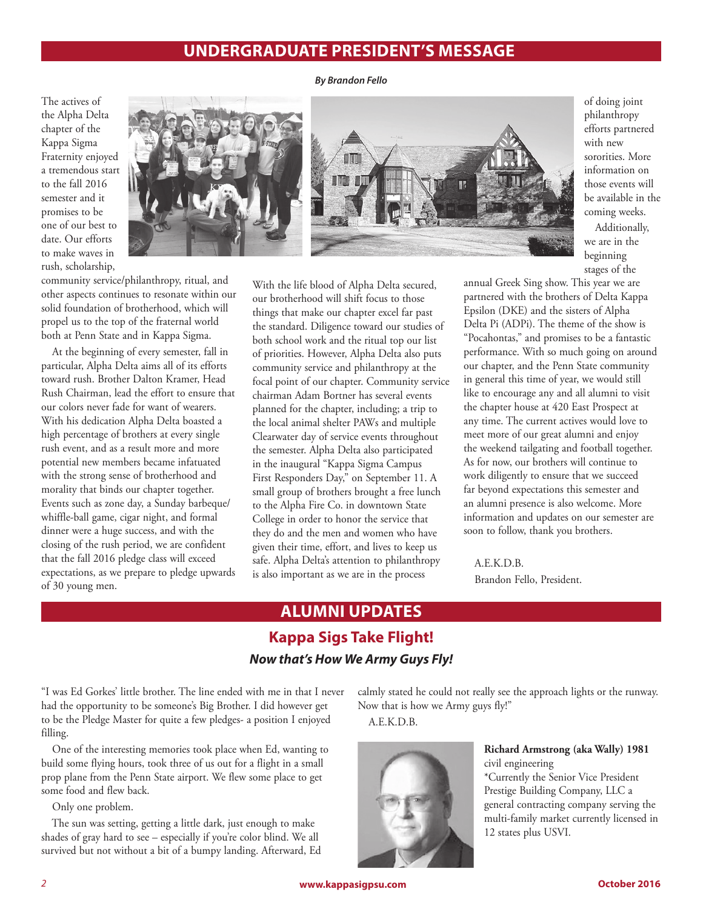# UNDERGRADUATE PRESIDENT'S MESSAGE

***By Brandon Fello***

The actives of the Alpha Delta chapter of the Kappa Sigma Fraternity enjoyed a tremendous start to the fall 2016 semester and it promises to be one of our best to date. Our efforts to make waves in rush, scholarship, community service/philanthropy, ritual, and other aspects continues to resonate within our solid foundation of brotherhood, which will propel us to the top of the fraternal world both at Penn State and in Kappa Sigma.

At the beginning of every semester, fall in particular, Alpha Delta aims all of its efforts toward rush. Brother Dalton Kramer, Head Rush Chairman, lead the effort to ensure that our colors never fade for want of wearers. With his dedication Alpha Delta boasted a high percentage of brothers at every single rush event, and as a result more and more potential new members became infatuated with the strong sense of brotherhood and morality that binds our chapter together. Events such as zone day, a Sunday barbeque/ whiffle-ball game, cigar night, and formal dinner were a huge success, and with the closing of the rush period, we are confident that the fall 2016 pledge class will exceed expectations, as we prepare to pledge upwards of 30 young men.

With the life blood of Alpha Delta secured, our brotherhood will shift focus to those things that make our chapter excel far past the standard. Diligence toward our studies of both school work and the ritual top our list of priorities. However, Alpha Delta also puts community service and philanthropy at the focal point of our chapter. Community service chairman Adam Bortner has several events planned for the chapter, including; a trip to the local animal shelter PAWs and multiple Clearwater day of service events throughout the semester. Alpha Delta also participated in the inaugural "Kappa Sigma Campus First Responders Day," on September 11. A small group of brothers brought a free lunch to the Alpha Fire Co. in downtown State College in order to honor the service that they do and the men and women who have given their time, effort, and lives to keep us safe. Alpha Delta's attention to philanthropy is also important as we are in the process of doing joint philanthropy efforts partnered with new sororities. More information on those events will be available in the coming weeks.

Additionally, we are in the beginning stages of the annual Greek Sing show. This year we are partnered with the brothers of Delta Kappa Epsilon (DKE) and the sisters of Alpha Delta Pi (ADPi). The theme of the show is "Pocahontas," and promises to be a fantastic performance. With so much going on around our chapter, and the Penn State community in general this time of year, we would still like to encourage any and all alumni to visit the chapter house at 420 East Prospect at any time. The current actives would love to meet more of our great alumni and enjoy the weekend tailgating and football together. As for now, our brothers will continue to work diligently to ensure that we succeed far beyond expectations this semester and an alumni presence is also welcome. More information and updates on our semester are soon to follow, thank you brothers.

A.E.K.D.B.
Brandon Fello, President.

# ALUMNI UPDATES

## Kappa Sigs Take Flight!

### *Now that's How We Army Guys Fly!*

"I was Ed Gorkes' little brother. The line ended with me in that I never had the opportunity to be someone's Big Brother. I did however get to be the Pledge Master for quite a few pledges- a position I enjoyed filling.

One of the interesting memories took place when Ed, wanting to build some flying hours, took three of us out for a flight in a small prop plane from the Penn State airport. We flew some place to get some food and flew back.

Only one problem.

The sun was setting, getting a little dark, just enough to make shades of gray hard to see – especially if you're color blind. We all survived but not without a bit of a bumpy landing. Afterward, Ed calmly stated he could not really see the approach lights or the runway. Now that is how we Army guys fly!"

A.E.K.D.B.

**Richard Armstrong (aka Wally) 1981**
civil engineering
*Currently the Senior Vice President Prestige Building Company, LLC a general contracting company serving the multi-family market currently licensed in 12 states plus USVI.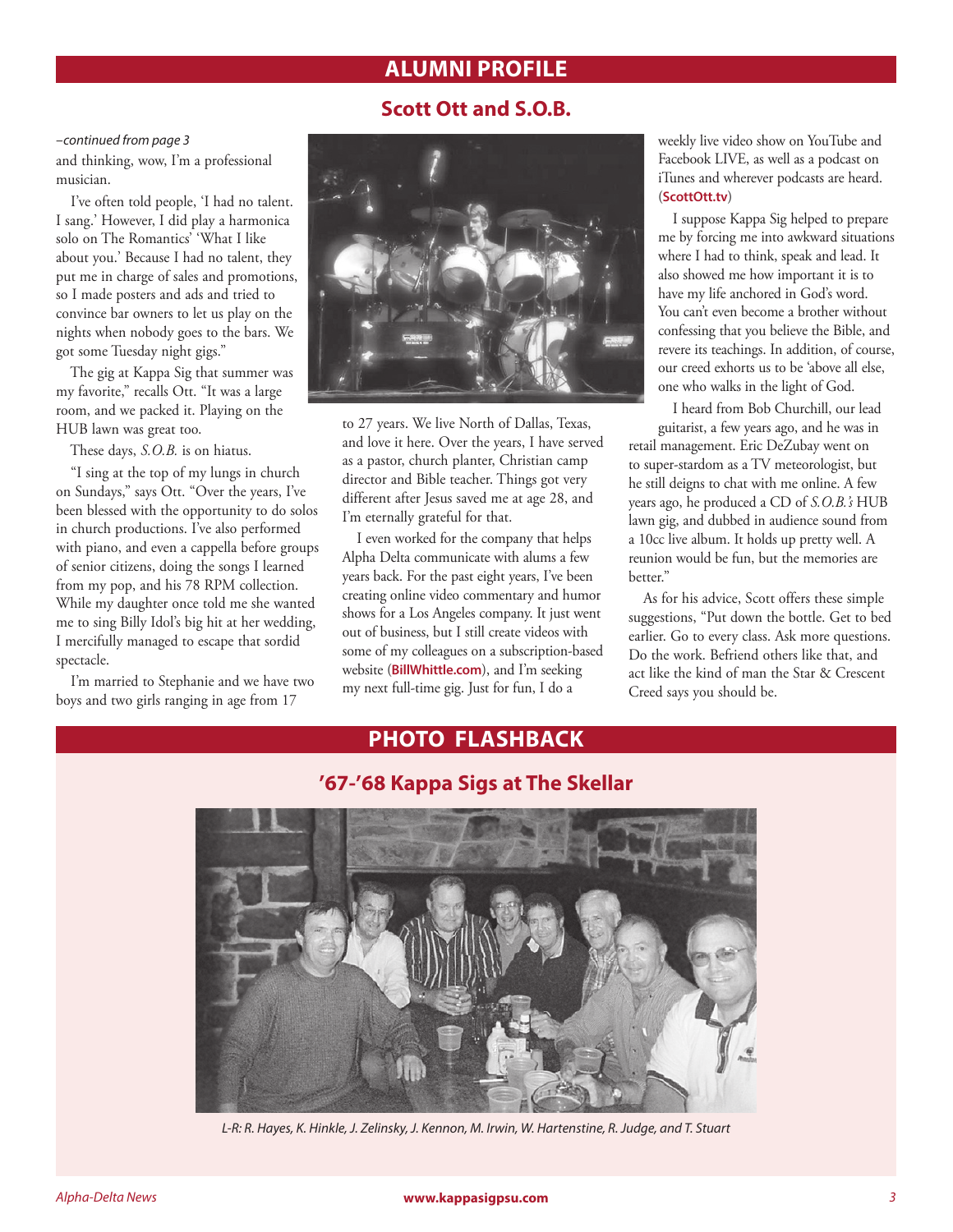## ALUMNI PROFILE

### Scott Ott and S.O.B.

*–continued from page 3*

and thinking, wow, I'm a professional musician.

I've often told people, 'I had no talent. I sang.' However, I did play a harmonica solo on The Romantics' 'What I like about you.' Because I had no talent, they put me in charge of sales and promotions, so I made posters and ads and tried to convince bar owners to let us play on the nights when nobody goes to the bars. We got some Tuesday night gigs."

The gig at Kappa Sig that summer was my favorite," recalls Ott. "It was a large room, and we packed it. Playing on the HUB lawn was great too.

These days, *S.O.B.* is on hiatus.

"I sing at the top of my lungs in church on Sundays," says Ott. "Over the years, I've been blessed with the opportunity to do solos in church productions. I've also performed with piano, and even a cappella before groups of senior citizens, doing the songs I learned from my pop, and his 78 RPM collection. While my daughter once told me she wanted me to sing Billy Idol's big hit at her wedding, I mercifully managed to escape that sordid spectacle.

I'm married to Stephanie and we have two boys and two girls ranging in age from 17 to 27 years. We live North of Dallas, Texas, and love it here. Over the years, I have served as a pastor, church planter, Christian camp director and Bible teacher. Things got very different after Jesus saved me at age 28, and I'm eternally grateful for that.

I even worked for the company that helps Alpha Delta communicate with alums a few years back. For the past eight years, I've been creating online video commentary and humor shows for a Los Angeles company. It just went out of business, but I still create videos with some of my colleagues on a subscription-based website (**BillWhittle.com**), and I'm seeking my next full-time gig. Just for fun, I do a weekly live video show on YouTube and Facebook LIVE, as well as a podcast on iTunes and wherever podcasts are heard. (**ScottOtt.tv**)

I suppose Kappa Sig helped to prepare me by forcing me into awkward situations where I had to think, speak and lead. It also showed me how important it is to have my life anchored in God's word. You can't even become a brother without confessing that you believe the Bible, and revere its teachings. In addition, of course, our creed exhorts us to be 'above all else, one who walks in the light of God.

I heard from Bob Churchill, our lead guitarist, a few years ago, and he was in retail management. Eric DeZubay went on to super-stardom as a TV meteorologist, but he still deigns to chat with me online. A few years ago, he produced a CD of *S.O.B.'s* HUB lawn gig, and dubbed in audience sound from a 10cc live album. It holds up pretty well. A reunion would be fun, but the memories are better."

As for his advice, Scott offers these simple suggestions, "Put down the bottle. Get to bed earlier. Go to every class. Ask more questions. Do the work. Befriend others like that, and act like the kind of man the Star & Crescent Creed says you should be.

## PHOTO FLASHBACK

### '67-'68 Kappa Sigs at The Skellar

*L-R: R. Hayes, K. Hinkle, J. Zelinsky, J. Kennon, M. Irwin, W. Hartenstine, R. Judge, and T. Stuart*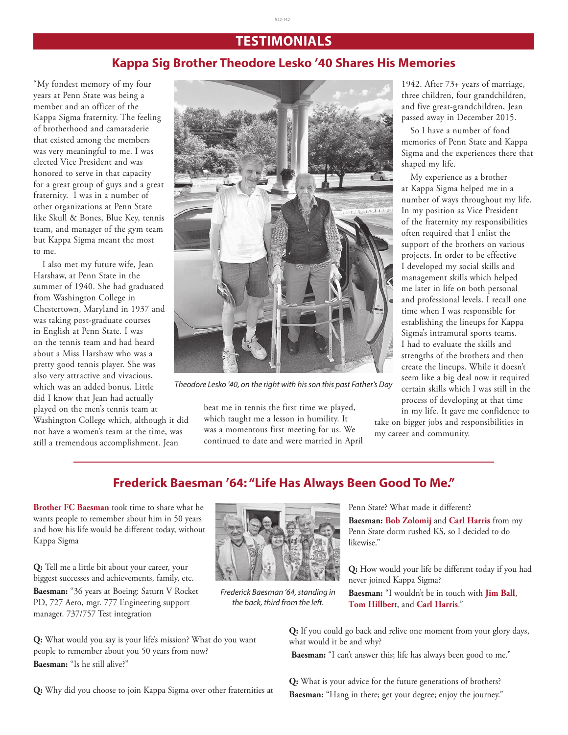# TESTIMONIALS

## Kappa Sig Brother Theodore Lesko '40 Shares His Memories

"My fondest memory of my four years at Penn State was being a member and an officer of the Kappa Sigma fraternity. The feeling of brotherhood and camaraderie that existed among the members was very meaningful to me. I was elected Vice President and was honored to serve in that capacity for a great group of guys and a great fraternity. I was in a number of other organizations at Penn State like Skull & Bones, Blue Key, tennis team, and manager of the gym team but Kappa Sigma meant the most to me.

I also met my future wife, Jean Harshaw, at Penn State in the summer of 1940. She had graduated from Washington College in Chestertown, Maryland in 1937 and was taking post-graduate courses in English at Penn State. I was on the tennis team and had heard about a Miss Harshaw who was a pretty good tennis player. She was also very attractive and vivacious, which was an added bonus. Little did I know that Jean had actually played on the men's tennis team at Washington College which, although it did not have a women's team at the time, was still a tremendous accomplishment. Jean beat me in tennis the first time we played, which taught me a lesson in humility. It was a momentous first meeting for us. We continued to date and were married in April 1942. After 73+ years of marriage, three children, four grandchildren, and five great-grandchildren, Jean passed away in December 2015.

So I have a number of fond memories of Penn State and Kappa Sigma and the experiences there that shaped my life.

My experience as a brother at Kappa Sigma helped me in a number of ways throughout my life. In my position as Vice President of the fraternity my responsibilities often required that I enlist the support of the brothers on various projects. In order to be effective I developed my social skills and management skills which helped me later in life on both personal and professional levels. I recall one time when I was responsible for establishing the lineups for Kappa Sigma's intramural sports teams. I had to evaluate the skills and strengths of the brothers and then create the lineups. While it doesn't seem like a big deal now it required certain skills which I was still in the process of developing at that time in my life. It gave me confidence to take on bigger jobs and responsibilities in my career and community.

*Theodore Lesko '40, on the right with his son this past Father's Day*

## Frederick Baesman '64: "Life Has Always Been Good To Me."

**Brother FC Baesman** took time to share what he wants people to remember about him in 50 years and how his life would be different today, without Kappa Sigma

*Frederick Baesman '64, standing in the back, third from the left.*

**Q:** Tell me a little bit about your career, your biggest successes and achievements, family, etc.

**Baesman:** "36 years at Boeing: Saturn V Rocket PD, 727 Aero, mgr. 777 Engineering support manager. 737/757 Test integration

**Q:** What would you say is your life's mission? What do you want people to remember about you 50 years from now?

**Baesman:** "Is he still alive?"

**Q:** Why did you choose to join Kappa Sigma over other fraternities at Penn State? What made it different?

**Baesman:** **Bob Zolomij** and **Carl Harris** from my Penn State dorm rushed KS, so I decided to do likewise."

**Q:** How would your life be different today if you had never joined Kappa Sigma?

**Baesman:** "I wouldn't be in touch with **Jim Ball**, **Tom Hillbert**, and **Carl Harris**."

**Q:** If you could go back and relive one moment from your glory days, what would it be and why?

**Baesman:** "I can't answer this; life has always been good to me."

**Q:** What is your advice for the future generations of brothers?

**Baesman:** "Hang in there; get your degree; enjoy the journey."